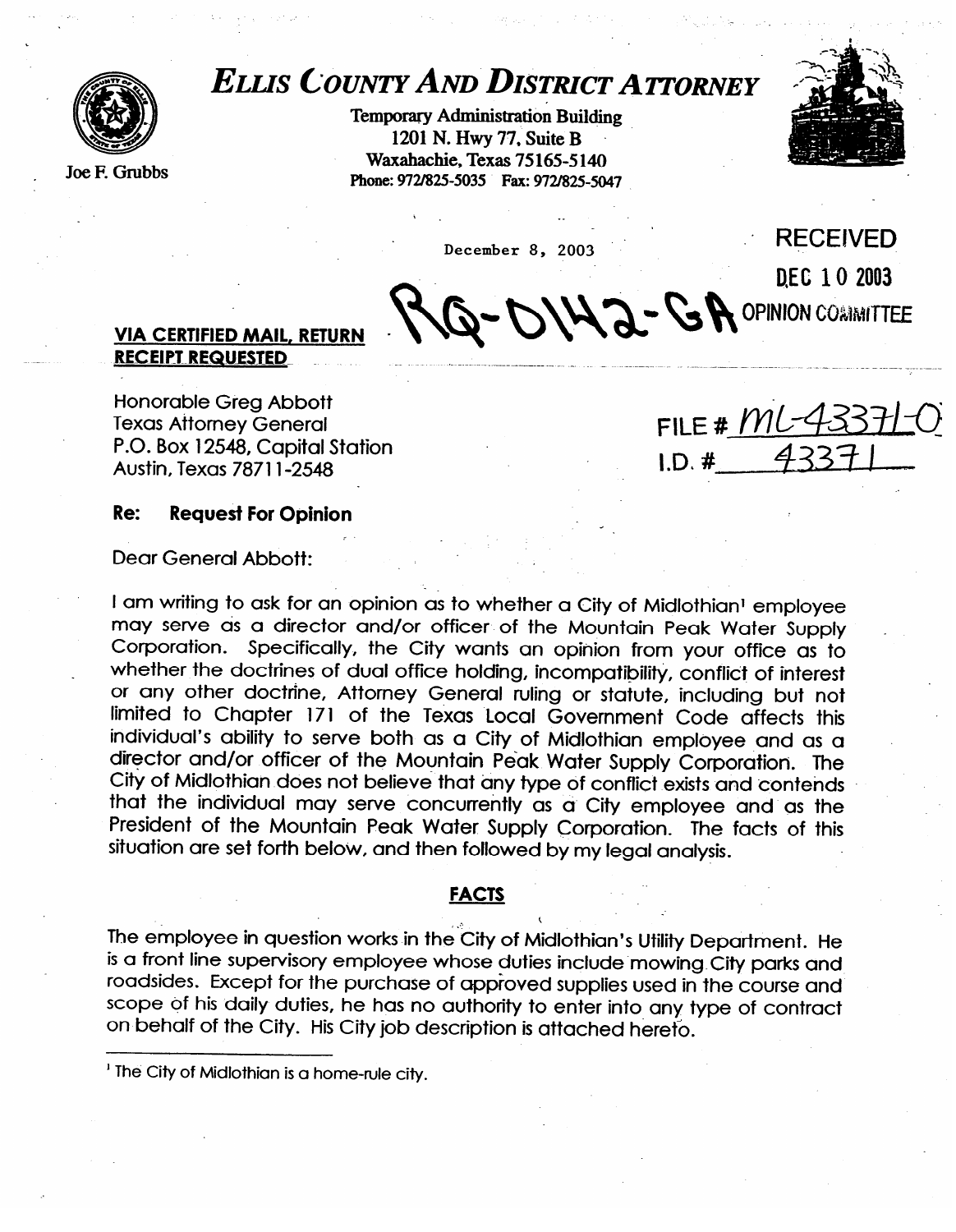# *ELLIS COUNTY AND DISTRICT ATTORNEY*

Joe F. Grubbs

Temporary Administration Building
1201 N. Hwy 77, Suite B
Waxahachie, Texas 75165-5140
Phone: 972/825-5035 Fax: 972/825-5047

December 8, 2003

RECEIVED
DEC 10 2003
OPINION COMMITTEE

RQ-0142-GA

**VIA CERTIFIED MAIL, RETURN RECEIPT REQUESTED**

FILE # ML-43371-0
I.D. # 43371

Honorable Greg Abbott
Texas Attorney General
P.O. Box 12548, Capital Station
Austin, Texas 78711-2548

**Re: Request For Opinion**

Dear General Abbott:

I am writing to ask for an opinion as to whether a City of Midlothian[1] employee may serve as a director and/or officer of the Mountain Peak Water Supply Corporation. Specifically, the City wants an opinion from your office as to whether the doctrines of dual office holding, incompatibility, conflict of interest or any other doctrine, Attorney General ruling or statute, including but not limited to Chapter 171 of the Texas Local Government Code affects this individual's ability to serve both as a City of Midlothian employee and as a director and/or officer of the Mountain Peak Water Supply Corporation. The City of Midlothian does not believe that any type of conflict exists and contends that the individual may serve concurrently as a City employee and as the President of the Mountain Peak Water Supply Corporation. The facts of this situation are set forth below, and then followed by my legal analysis.

## FACTS

The employee in question works in the City of Midlothian's Utility Department. He is a front line supervisory employee whose duties include mowing City parks and roadsides. Except for the purchase of approved supplies used in the course and scope of his daily duties, he has no authority to enter into any type of contract on behalf of the City. His City job description is attached hereto.

[1] The City of Midlothian is a home-rule city.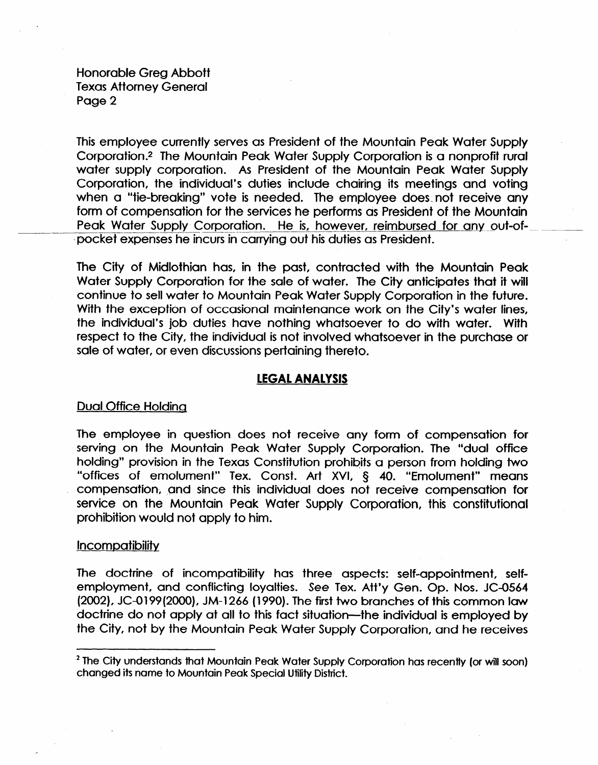This employee currently serves as President of the Mountain Peak Water Supply Corporation.[2] The Mountain Peak Water Supply Corporation is a nonprofit rural water supply corporation. As President of the Mountain Peak Water Supply Corporation, the individual's duties include chairing its meetings and voting when a "tie-breaking" vote is needed. The employee does not receive any form of compensation for the services he performs as President of the Mountain Peak Water Supply Corporation. He is, however, reimbursed for any out-of-pocket expenses he incurs in carrying out his duties as President.

The City of Midlothian has, in the past, contracted with the Mountain Peak Water Supply Corporation for the sale of water. The City anticipates that it will continue to sell water to Mountain Peak Water Supply Corporation in the future. With the exception of occasional maintenance work on the City's water lines, the individual's job duties have nothing whatsoever to do with water. With respect to the City, the individual is not involved whatsoever in the purchase or sale of water, or even discussions pertaining thereto.

## LEGAL ANALYSIS

Dual Office Holding

The employee in question does not receive any form of compensation for serving on the Mountain Peak Water Supply Corporation. The "dual office holding" provision in the Texas Constitution prohibits a person from holding two "offices of emolument" Tex. Const. Art XVI, § 40. "Emolument" means compensation, and since this individual does not receive compensation for service on the Mountain Peak Water Supply Corporation, this constitutional prohibition would not apply to him.

Incompatibility

The doctrine of incompatibility has three aspects: self-appointment, self-employment, and conflicting loyalties. See Tex. Att'y Gen. Op. Nos. JC-0564 (2002), JC-0199(2000), JM-1266 (1990). The first two branches of this common law doctrine do not apply at all to this fact situation—the individual is employed by the City, not by the Mountain Peak Water Supply Corporation, and he receives

[2] The City understands that Mountain Peak Water Supply Corporation has recently (or will soon) changed its name to Mountain Peak Special Utility District.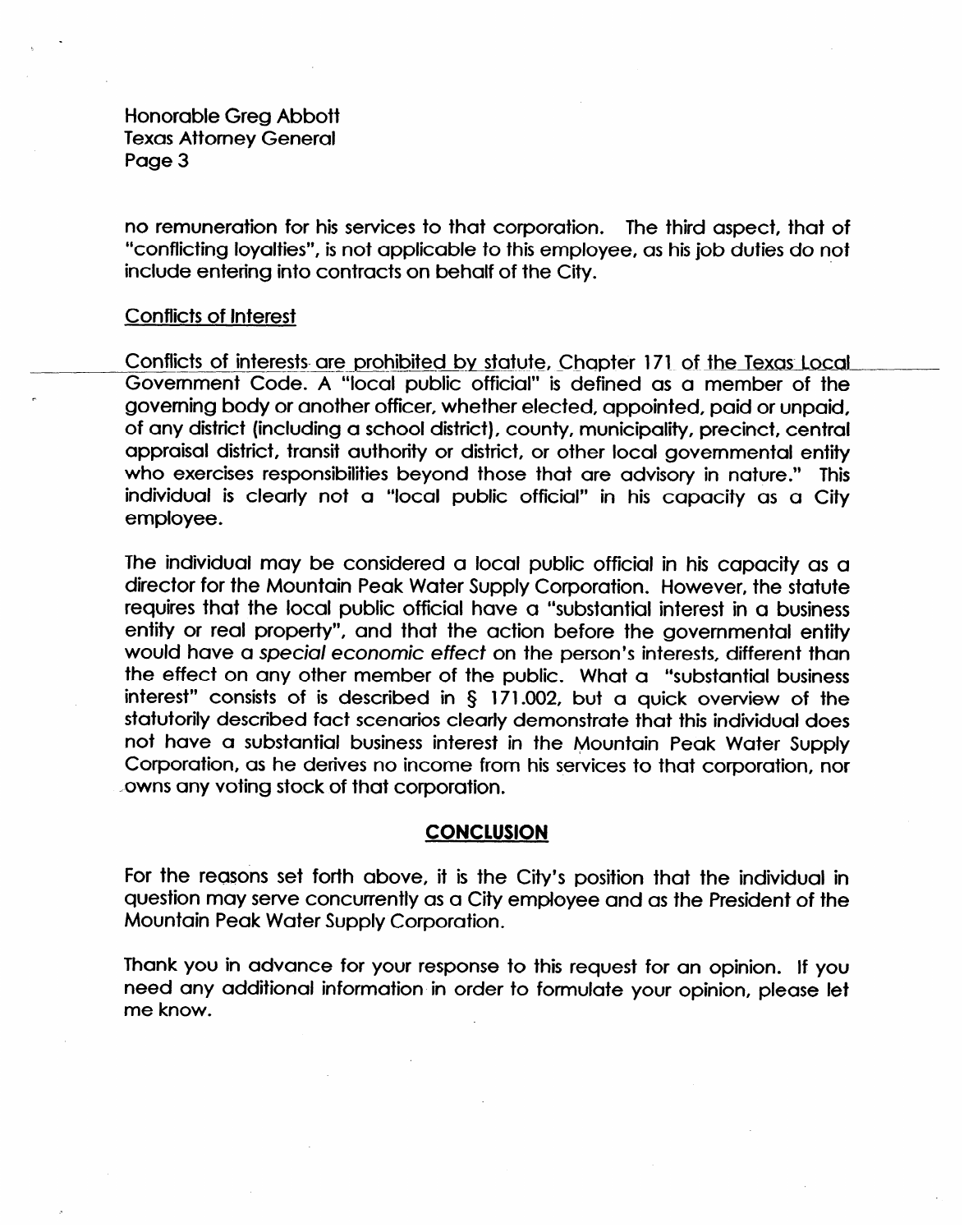no remuneration for his services to that corporation. The third aspect, that of "conflicting loyalties", is not applicable to this employee, as his job duties do not include entering into contracts on behalf of the City.

Conflicts of Interest

Conflicts of interests are prohibited by statute, Chapter 171 of the Texas Local Government Code. A "local public official" is defined as a member of the governing body or another officer, whether elected, appointed, paid or unpaid, of any district (including a school district), county, municipality, precinct, central appraisal district, transit authority or district, or other local governmental entity who exercises responsibilities beyond those that are advisory in nature." This individual is clearly not a "local public official" in his capacity as a City employee.

The individual may be considered a local public official in his capacity as a director for the Mountain Peak Water Supply Corporation. However, the statute requires that the local public official have a "substantial interest in a business entity or real property", and that the action before the governmental entity would have a *special economic effect* on the person's interests, different than the effect on any other member of the public. What a "substantial business interest" consists of is described in § 171.002, but a quick overview of the statutorily described fact scenarios clearly demonstrate that this individual does not have a substantial business interest in the Mountain Peak Water Supply Corporation, as he derives no income from his services to that corporation, nor owns any voting stock of that corporation.

## CONCLUSION

For the reasons set forth above, it is the City's position that the individual in question may serve concurrently as a City employee and as the President of the Mountain Peak Water Supply Corporation.

Thank you in advance for your response to this request for an opinion. If you need any additional information in order to formulate your opinion, please let me know.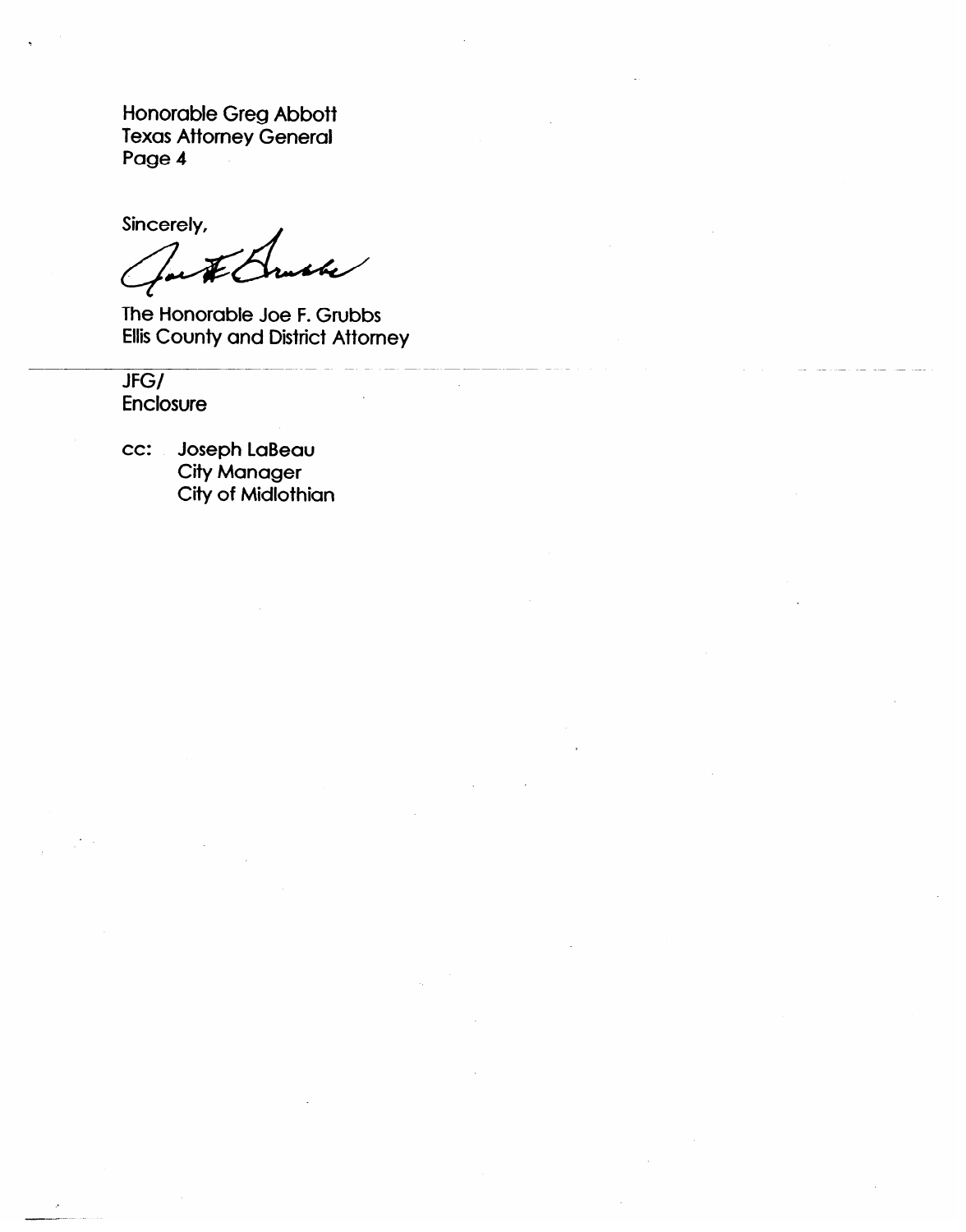Honorable Greg Abbott
Texas Attorney General
Page 4

Sincerely,

The Honorable Joe F. Grubbs
Ellis County and District Attorney

JFG/
Enclosure

cc: Joseph LaBeau
City Manager
City of Midlothian